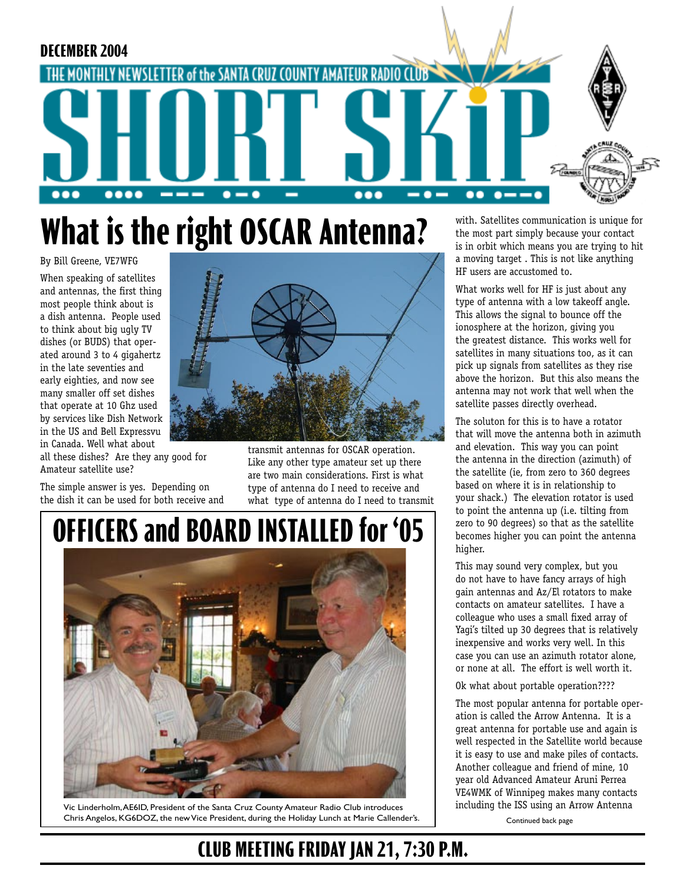DECEMBER 2004

THE MONTHLY NEWSLETTER of the SANTA CRUZ COUNTY AMATEUR RADIO CLUB

# SHORT SKiP

# What is the right OSCAR Antenna?

By Bill Greene, VE7WFG

When speaking of satellites and antennas, the first thing most people think about is a dish antenna. People used to think about big ugly TV dishes (or BUDS) that operated around 3 to 4 gigahertz in the late seventies and early eighties, and now see many smaller off set dishes that operate at 10 Ghz used by services like Dish Network in the US and Bell Expressvu in Canada. Well what about all these dishes? Are they any good for Amateur satellite use?

The simple answer is yes. Depending on the dish it can be used for both receive and transmit antennas for OSCAR operation. Like any other type amateur set up there are two main considerations. First is what type of antenna do I need to receive and what type of antenna do I need to transmit with. Satellites communication is unique for the most part simply because your contact is in orbit which means you are trying to hit a moving target . This is not like anything HF users are accustomed to.

What works well for HF is just about any type of antenna with a low takeoff angle. This allows the signal to bounce off the ionosphere at the horizon, giving you the greatest distance. This works well for satellites in many situations too, as it can pick up signals from satellites as they rise above the horizon. But this also means the antenna may not work that well when the satellite passes directly overhead.

The soluton for this is to have a rotator that will move the antenna both in azimuth and elevation. This way you can point the antenna in the direction (azimuth) of the satellite (ie, from zero to 360 degrees based on where it is in relationship to your shack.) The elevation rotator is used to point the antenna up (i.e. tilting from zero to 90 degrees) so that as the satellite becomes higher you can point the antenna higher.

This may sound very complex, but you do not have to have fancy arrays of high gain antennas and Az/El rotators to make contacts on amateur satellites. I have a colleague who uses a small fixed array of Yagi's tilted up 30 degrees that is relatively inexpensive and works very well. In this case you can use an azimuth rotator alone, or none at all. The effort is well worth it.

Ok what about portable operation????

The most popular antenna for portable operation is called the Arrow Antenna. It is a great antenna for portable use and again is well respected in the Satellite world because it is easy to use and make piles of contacts. Another colleague and friend of mine, 10 year old Advanced Amateur Aruni Perrea VE4WMK of Winnipeg makes many contacts including the ISS using an Arrow Antenna

Continued back page

# OFFICERS and BOARD INSTALLED for '05

Vic Linderholm, AE6ID, President of the Santa Cruz County Amateur Radio Club introduces Chris Angelos, KG6DOZ, the new Vice President, during the Holiday Lunch at Marie Callender's.

## CLUB MEETING FRIDAY JAN 21, 7:30 P.M.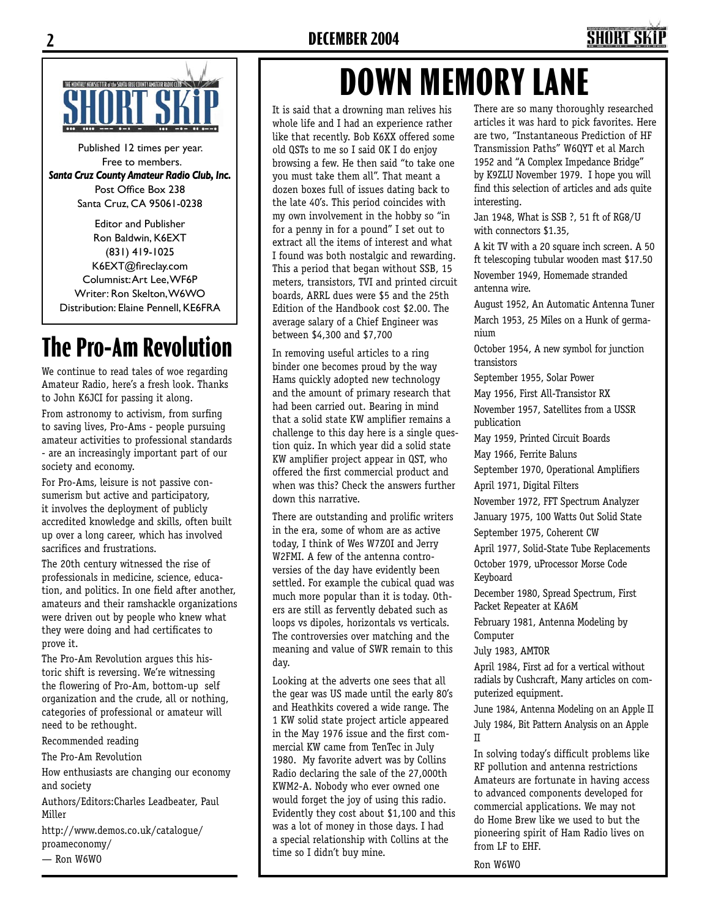# SHORT SKiP

Published 12 times per year.
Free to members.
***Santa Cruz County Amateur Radio Club, Inc.***
Post Office Box 238
Santa Cruz, CA 95061-0238

Editor and Publisher
Ron Baldwin, K6EXT
(831) 419-1025
K6EXT@fireclay.com
Columnist: Art Lee, WF6P
Writer: Ron Skelton, W6WO
Distribution: Elaine Pennell, KE6FRA

## The Pro-Am Revolution

We continue to read tales of woe regarding Amateur Radio, here's a fresh look. Thanks to John K6JCI for passing it along.

From astronomy to activism, from surfing to saving lives, Pro-Ams - people pursuing amateur activities to professional standards - are an increasingly important part of our society and economy.

For Pro-Ams, leisure is not passive consumerism but active and participatory, it involves the deployment of publicly accredited knowledge and skills, often built up over a long career, which has involved sacrifices and frustrations.

The 20th century witnessed the rise of professionals in medicine, science, education, and politics. In one field after another, amateurs and their ramshackle organizations were driven out by people who knew what they were doing and had certificates to prove it.

The Pro-Am Revolution argues this historic shift is reversing. We're witnessing the flowering of Pro-Am, bottom-up self organization and the crude, all or nothing, categories of professional or amateur will need to be rethought.

Recommended reading

The Pro-Am Revolution

How enthusiasts are changing our economy and society

Authors/Editors:Charles Leadbeater, Paul Miller

http://www.demos.co.uk/catalogue/proameconomy/

— Ron W6WO

# DOWN MEMORY LANE

It is said that a drowning man relives his whole life and I had an experience rather like that recently. Bob K6XX offered some old QSTs to me so I said OK I do enjoy browsing a few. He then said "to take one you must take them all". That meant a dozen boxes full of issues dating back to the late 40's. This period coincides with my own involvement in the hobby so "in for a penny in for a pound" I set out to extract all the items of interest and what I found was both nostalgic and rewarding. This a period that began without SSB, 15 meters, transistors, TVI and printed circuit boards, ARRL dues were $5 and the 25th Edition of the Handbook cost $2.00. The average salary of a Chief Engineer was between $4,300 and $7,700

In removing useful articles to a ring binder one becomes proud by the way Hams quickly adopted new technology and the amount of primary research that had been carried out. Bearing in mind that a solid state KW amplifier remains a challenge to this day here is a single question quiz. In which year did a solid state KW amplifier project appear in QST, who offered the first commercial product and when was this? Check the answers further down this narrative.

There are outstanding and prolific writers in the era, some of whom are as active today, I think of Wes W7ZOI and Jerry W2FMI. A few of the antenna controversies of the day have evidently been settled. For example the cubical quad was much more popular than it is today. Others are still as fervently debated such as loops vs dipoles, horizontals vs verticals. The controversies over matching and the meaning and value of SWR remain to this day.

Looking at the adverts one sees that all the gear was US made until the early 80's and Heathkits covered a wide range. The 1 KW solid state project article appeared in the May 1976 issue and the first commercial KW came from TenTec in July 1980. My favorite advert was by Collins Radio declaring the sale of the 27,000th KWM2-A. Nobody who ever owned one would forget the joy of using this radio. Evidently they cost about $1,100 and this was a lot of money in those days. I had a special relationship with Collins at the time so I didn't buy mine.

There are so many thoroughly researched articles it was hard to pick favorites. Here are two, "Instantaneous Prediction of HF Transmission Paths" W6QYT et al March 1952 and "A Complex Impedance Bridge" by K9ZLU November 1979. I hope you will find this selection of articles and ads quite interesting.

Jan 1948, What is SSB ?, 51 ft of RG8/U with connectors $1.35,

A kit TV with a 20 square inch screen. A 50 ft telescoping tubular wooden mast $17.50

November 1949, Homemade stranded antenna wire.

August 1952, An Automatic Antenna Tuner

March 1953, 25 Miles on a Hunk of germanium

October 1954, A new symbol for junction transistors

September 1955, Solar Power

May 1956, First All-Transistor RX

November 1957, Satellites from a USSR publication

May 1959, Printed Circuit Boards

May 1966, Ferrite Baluns

September 1970, Operational Amplifiers

April 1971, Digital Filters

November 1972, FFT Spectrum Analyzer

January 1975, 100 Watts Out Solid State

September 1975, Coherent CW

April 1977, Solid-State Tube Replacements

October 1979, uProcessor Morse Code Keyboard

December 1980, Spread Spectrum, First Packet Repeater at KA6M

February 1981, Antenna Modeling by Computer

July 1983, AMTOR

April 1984, First ad for a vertical without radials by Cushcraft, Many articles on computerized equipment.

June 1984, Antenna Modeling on an Apple II

July 1984, Bit Pattern Analysis on an Apple II

In solving today's difficult problems like RF pollution and antenna restrictions Amateurs are fortunate in having access to advanced components developed for commercial applications. We may not do Home Brew like we used to but the pioneering spirit of Ham Radio lives on from LF to EHF.

Ron W6WO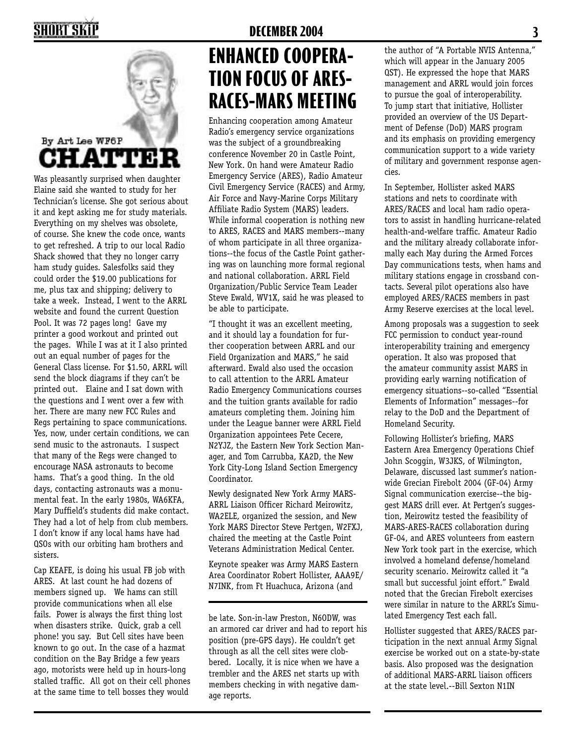## CHATTER

By Art Lee WF6P

Was pleasantly surprised when daughter Elaine said she wanted to study for her Technician's license. She got serious about it and kept asking me for study materials. Everything on my shelves was obsolete, of course. She knew the code once, wants to get refreshed. A trip to our local Radio Shack showed that they no longer carry ham study guides. Salesfolks said they could order the $19.00 publications for me, plus tax and shipping; delivery to take a week. Instead, I went to the ARRL website and found the current Question Pool. It was 72 pages long! Gave my printer a good workout and printed out the pages. While I was at it I also printed out an equal number of pages for the General Class license. For $1.50, ARRL will send the block diagrams if they can't be printed out. Elaine and I sat down with the questions and I went over a few with her. There are many new FCC Rules and Regs pertaining to space communications. Yes, now, under certain conditions, we can send music to the astronauts. I suspect that many of the Regs were changed to encourage NASA astronauts to become hams. That's a good thing. In the old days, contacting astronauts was a monumental feat. In the early 1980s, WA6KFA, Mary Duffield's students did make contact. They had a lot of help from club members. I don't know if any local hams have had QSOs with our orbiting ham brothers and sisters.

Cap KEAFE, is doing his usual FB job with ARES. At last count he had dozens of members signed up. We hams can still provide communications when all else fails. Power is always the first thing lost when disasters strike. Quick, grab a cell phone! you say. But Cell sites have been known to go out. In the case of a hazmat condition on the Bay Bridge a few years ago, motorists were held up in hours-long stalled traffic. All got on their cell phones at the same time to tell bosses they would be late. Son-in-law Preston, N6ODW, was an armored car driver and had to report his position (pre-GPS days). He couldn't get through as all the cell sites were clobbered. Locally, it is nice when we have a trembler and the ARES net starts up with members checking in with negative damage reports.

# ENHANCED COOPERATION FOCUS OF ARES-RACES-MARS MEETING

Enhancing cooperation among Amateur Radio's emergency service organizations was the subject of a groundbreaking conference November 20 in Castle Point, New York. On hand were Amateur Radio Emergency Service (ARES), Radio Amateur Civil Emergency Service (RACES) and Army, Air Force and Navy-Marine Corps Military Affiliate Radio System (MARS) leaders. While informal cooperation is nothing new to ARES, RACES and MARS members--many of whom participate in all three organizations--the focus of the Castle Point gathering was on launching more formal regional and national collaboration. ARRL Field Organization/Public Service Team Leader Steve Ewald, WV1X, said he was pleased to be able to participate.

"I thought it was an excellent meeting, and it should lay a foundation for further cooperation between ARRL and our Field Organization and MARS," he said afterward. Ewald also used the occasion to call attention to the ARRL Amateur Radio Emergency Communications courses and the tuition grants available for radio amateurs completing them. Joining him under the League banner were ARRL Field Organization appointees Pete Cecere, N2YJZ, the Eastern New York Section Manager, and Tom Carrubba, KA2D, the New York City-Long Island Section Emergency Coordinator.

Newly designated New York Army MARS-ARRL Liaison Officer Richard Meirowitz, WA2ELE, organized the session, and New York MARS Director Steve Pertgen, W2FXJ, chaired the meeting at the Castle Point Veterans Administration Medical Center.

Keynote speaker was Army MARS Eastern Area Coordinator Robert Hollister, AAA9E/N7INK, from Ft Huachuca, Arizona (and the author of "A Portable NVIS Antenna," which will appear in the January 2005 QST). He expressed the hope that MARS management and ARRL would join forces to pursue the goal of interoperability. To jump start that initiative, Hollister provided an overview of the US Department of Defense (DoD) MARS program and its emphasis on providing emergency communication support to a wide variety of military and government response agencies.

In September, Hollister asked MARS stations and nets to coordinate with ARES/RACES and local ham radio operators to assist in handling hurricane-related health-and-welfare traffic. Amateur Radio and the military already collaborate informally each May during the Armed Forces Day communications tests, when hams and military stations engage in crossband contacts. Several pilot operations also have employed ARES/RACES members in past Army Reserve exercises at the local level.

Among proposals was a suggestion to seek FCC permission to conduct year-round interoperability training and emergency operation. It also was proposed that the amateur community assist MARS in providing early warning notification of emergency situations--so-called "Essential Elements of Information" messages--for relay to the DoD and the Department of Homeland Security.

Following Hollister's briefing, MARS Eastern Area Emergency Operations Chief John Scoggin, W3JKS, of Wilmington, Delaware, discussed last summer's nationwide Grecian Firebolt 2004 (GF-04) Army Signal communication exercise--the biggest MARS drill ever. At Pertgen's suggestion, Meirowitz tested the feasibility of MARS-ARES-RACES collaboration during GF-04, and ARES volunteers from eastern New York took part in the exercise, which involved a homeland defense/homeland security scenario. Meirowitz called it "a small but successful joint effort." Ewald noted that the Grecian Firebolt exercises were similar in nature to the ARRL's Simulated Emergency Test each fall.

Hollister suggested that ARES/RACES participation in the next annual Army Signal exercise be worked out on a state-by-state basis. Also proposed was the designation of additional MARS-ARRL liaison officers at the state level.--Bill Sexton N1IN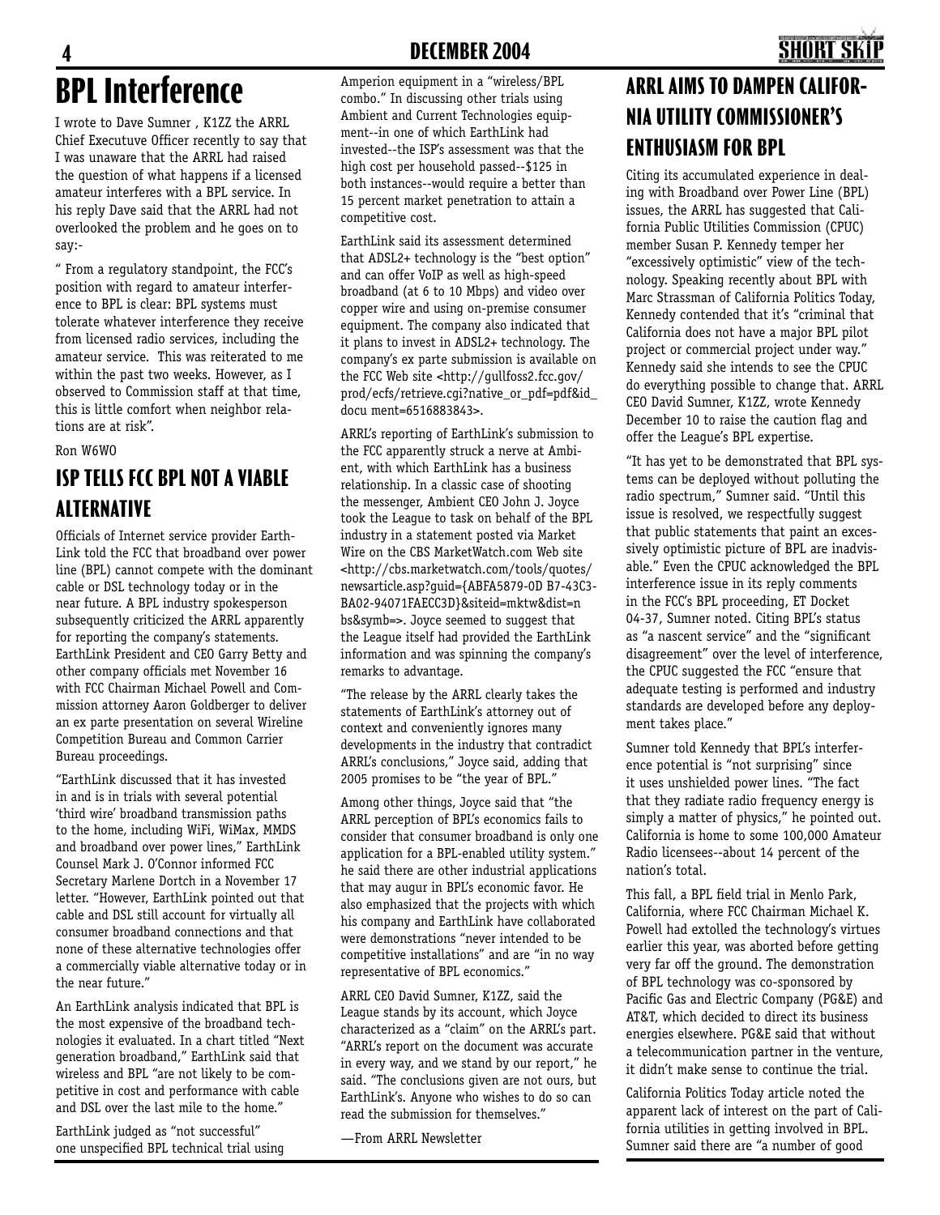# BPL Interference

I wrote to Dave Sumner , K1ZZ the ARRL Chief Execuutve Officer recently to say that I was unaware that the ARRL had raised the question of what happens if a licensed amateur interferes with a BPL service. In his reply Dave said that the ARRL had not overlooked the problem and he goes on to say:-

" From a regulatory standpoint, the FCC's position with regard to amateur interference to BPL is clear: BPL systems must tolerate whatever interference they receive from licensed radio services, including the amateur service. This was reiterated to me within the past two weeks. However, as I observed to Commission staff at that time, this is little comfort when neighbor relations are at risk".

Ron W6WO

## ISP TELLS FCC BPL NOT A VIABLE ALTERNATIVE

Officials of Internet service provider EarthLink told the FCC that broadband over power line (BPL) cannot compete with the dominant cable or DSL technology today or in the near future. A BPL industry spokesperson subsequently criticized the ARRL apparently for reporting the company's statements. EarthLink President and CEO Garry Betty and other company officials met November 16 with FCC Chairman Michael Powell and Commission attorney Aaron Goldberger to deliver an ex parte presentation on several Wireline Competition Bureau and Common Carrier Bureau proceedings.

"EarthLink discussed that it has invested in and is in trials with several potential 'third wire' broadband transmission paths to the home, including WiFi, WiMax, MMDS and broadband over power lines," EarthLink Counsel Mark J. O'Connor informed FCC Secretary Marlene Dortch in a November 17 letter. "However, EarthLink pointed out that cable and DSL still account for virtually all consumer broadband connections and that none of these alternative technologies offer a commercially viable alternative today or in the near future."

An EarthLink analysis indicated that BPL is the most expensive of the broadband technologies it evaluated. In a chart titled "Next generation broadband," EarthLink said that wireless and BPL "are not likely to be competitive in cost and performance with cable and DSL over the last mile to the home."

EarthLink judged as "not successful" one unspecified BPL technical trial using Amperion equipment in a "wireless/BPL combo." In discussing other trials using Ambient and Current Technologies equipment--in one of which EarthLink had invested--the ISP's assessment was that the high cost per household passed--$125 in both instances--would require a better than 15 percent market penetration to attain a competitive cost.

EarthLink said its assessment determined that ADSL2+ technology is the "best option" and can offer VoIP as well as high-speed broadband (at 6 to 10 Mbps) and video over copper wire and using on-premise consumer equipment. The company also indicated that it plans to invest in ADSL2+ technology. The company's ex parte submission is available on the FCC Web site <http://gullfoss2.fcc.gov/prod/ecfs/retrieve.cgi?native_or_pdf=pdf&id_docu ment=6516883843>.

ARRL's reporting of EarthLink's submission to the FCC apparently struck a nerve at Ambient, with which EarthLink has a business relationship. In a classic case of shooting the messenger, Ambient CEO John J. Joyce took the League to task on behalf of the BPL industry in a statement posted via Market Wire on the CBS MarketWatch.com Web site <http://cbs.marketwatch.com/tools/quotes/newsarticle.asp?guid={ABFA5879-0D B7-43C3-BA02-94071FAECC3D}&siteid=mktw&dist=n bs&symb=>. Joyce seemed to suggest that the League itself had provided the EarthLink information and was spinning the company's remarks to advantage.

"The release by the ARRL clearly takes the statements of EarthLink's attorney out of context and conveniently ignores many developments in the industry that contradict ARRL's conclusions," Joyce said, adding that 2005 promises to be "the year of BPL."

Among other things, Joyce said that "the ARRL perception of BPL's economics fails to consider that consumer broadband is only one application for a BPL-enabled utility system." he said there are other industrial applications that may augur in BPL's economic favor. He also emphasized that the projects with which his company and EarthLink have collaborated were demonstrations "never intended to be competitive installations" and are "in no way representative of BPL economics."

ARRL CEO David Sumner, K1ZZ, said the League stands by its account, which Joyce characterized as a "claim" on the ARRL's part. "ARRL's report on the document was accurate in every way, and we stand by our report," he said. "The conclusions given are not ours, but EarthLink's. Anyone who wishes to do so can read the submission for themselves."

—From ARRL Newsletter

## ARRL AIMS TO DAMPEN CALIFORNIA UTILITY COMMISSIONER'S ENTHUSIASM FOR BPL

Citing its accumulated experience in dealing with Broadband over Power Line (BPL) issues, the ARRL has suggested that California Public Utilities Commission (CPUC) member Susan P. Kennedy temper her "excessively optimistic" view of the technology. Speaking recently about BPL with Marc Strassman of California Politics Today, Kennedy contended that it's "criminal that California does not have a major BPL pilot project or commercial project under way." Kennedy said she intends to see the CPUC do everything possible to change that. ARRL CEO David Sumner, K1ZZ, wrote Kennedy December 10 to raise the caution flag and offer the League's BPL expertise.

"It has yet to be demonstrated that BPL systems can be deployed without polluting the radio spectrum," Sumner said. "Until this issue is resolved, we respectfully suggest that public statements that paint an excessively optimistic picture of BPL are inadvisable." Even the CPUC acknowledged the BPL interference issue in its reply comments in the FCC's BPL proceeding, ET Docket 04-37, Sumner noted. Citing BPL's status as "a nascent service" and the "significant disagreement" over the level of interference, the CPUC suggested the FCC "ensure that adequate testing is performed and industry standards are developed before any deployment takes place."

Sumner told Kennedy that BPL's interference potential is "not surprising" since it uses unshielded power lines. "The fact that they radiate radio frequency energy is simply a matter of physics," he pointed out. California is home to some 100,000 Amateur Radio licensees--about 14 percent of the nation's total.

This fall, a BPL field trial in Menlo Park, California, where FCC Chairman Michael K. Powell had extolled the technology's virtues earlier this year, was aborted before getting very far off the ground. The demonstration of BPL technology was co-sponsored by Pacific Gas and Electric Company (PG&E) and AT&T, which decided to direct its business energies elsewhere. PG&E said that without a telecommunication partner in the venture, it didn't make sense to continue the trial.

California Politics Today article noted the apparent lack of interest on the part of California utilities in getting involved in BPL. Sumner said there are "a number of good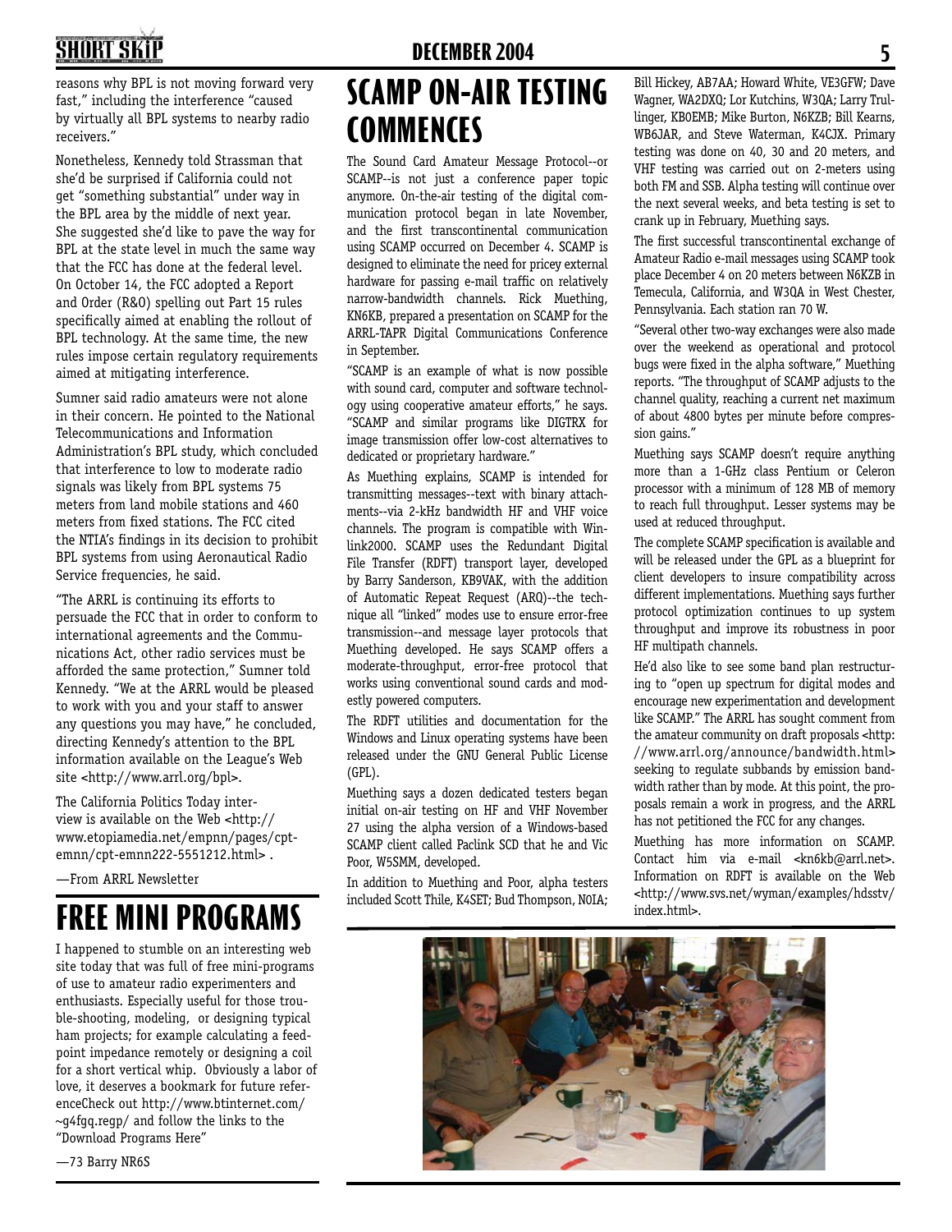reasons why BPL is not moving forward very fast," including the interference "caused by virtually all BPL systems to nearby radio receivers."

Nonetheless, Kennedy told Strassman that she'd be surprised if California could not get "something substantial" under way in the BPL area by the middle of next year. She suggested she'd like to pave the way for BPL at the state level in much the same way that the FCC has done at the federal level. On October 14, the FCC adopted a Report and Order (R&O) spelling out Part 15 rules specifically aimed at enabling the rollout of BPL technology. At the same time, the new rules impose certain regulatory requirements aimed at mitigating interference.

Sumner said radio amateurs were not alone in their concern. He pointed to the National Telecommunications and Information Administration's BPL study, which concluded that interference to low to moderate radio signals was likely from BPL systems 75 meters from land mobile stations and 460 meters from fixed stations. The FCC cited the NTIA's findings in its decision to prohibit BPL systems from using Aeronautical Radio Service frequencies, he said.

"The ARRL is continuing its efforts to persuade the FCC that in order to conform to international agreements and the Communications Act, other radio services must be afforded the same protection," Sumner told Kennedy. "We at the ARRL would be pleased to work with you and your staff to answer any questions you may have," he concluded, directing Kennedy's attention to the BPL information available on the League's Web site <http://www.arrl.org/bpl>.

The California Politics Today interview is available on the Web <http://www.etopiamedia.net/empnn/pages/cpt-emnn/cpt-emnn222-5551212.html> .

—From ARRL Newsletter

# FREE MINI PROGRAMS

I happened to stumble on an interesting web site today that was full of free mini-programs of use to amateur radio experimenters and enthusiasts. Especially useful for those trouble-shooting, modeling, or designing typical ham projects; for example calculating a feedpoint impedance remotely or designing a coil for a short vertical whip. Obviously a labor of love, it deserves a bookmark for future referenceCheck out http://www.btinternet.com/~g4fgq.regp/ and follow the links to the "Download Programs Here"

—73 Barry NR6S

# SCAMP ON-AIR TESTING COMMENCES

The Sound Card Amateur Message Protocol--or SCAMP--is not just a conference paper topic anymore. On-the-air testing of the digital communication protocol began in late November, and the first transcontinental communication using SCAMP occurred on December 4. SCAMP is designed to eliminate the need for pricey external hardware for passing e-mail traffic on relatively narrow-bandwidth channels. Rick Muething, KN6KB, prepared a presentation on SCAMP for the ARRL-TAPR Digital Communications Conference in September.

"SCAMP is an example of what is now possible with sound card, computer and software technology using cooperative amateur efforts," he says. "SCAMP and similar programs like DIGTRX for image transmission offer low-cost alternatives to dedicated or proprietary hardware."

As Muething explains, SCAMP is intended for transmitting messages--text with binary attachments--via 2-kHz bandwidth HF and VHF voice channels. The program is compatible with Winlink2000. SCAMP uses the Redundant Digital File Transfer (RDFT) transport layer, developed by Barry Sanderson, KB9VAK, with the addition of Automatic Repeat Request (ARQ)--the technique all "linked" modes use to ensure error-free transmission--and message layer protocols that Muething developed. He says SCAMP offers a moderate-throughput, error-free protocol that works using conventional sound cards and modestly powered computers.

The RDFT utilities and documentation for the Windows and Linux operating systems have been released under the GNU General Public License (GPL).

Muething says a dozen dedicated testers began initial on-air testing on HF and VHF November 27 using the alpha version of a Windows-based SCAMP client called Paclink SCD that he and Vic Poor, W5SMM, developed.

In addition to Muething and Poor, alpha testers included Scott Thile, K4SET; Bud Thompson, N0IA; Bill Hickey, AB7AA; Howard White, VE3GFW; Dave Wagner, WA2DXQ; Lor Kutchins, W3QA; Larry Trullinger, KB0EMB; Mike Burton, N6KZB; Bill Kearns, WB6JAR, and Steve Waterman, K4CJX. Primary testing was done on 40, 30 and 20 meters, and VHF testing was carried out on 2-meters using both FM and SSB. Alpha testing will continue over the next several weeks, and beta testing is set to crank up in February, Muething says.

The first successful transcontinental exchange of Amateur Radio e-mail messages using SCAMP took place December 4 on 20 meters between N6KZB in Temecula, California, and W3QA in West Chester, Pennsylvania. Each station ran 70 W.

"Several other two-way exchanges were also made over the weekend as operational and protocol bugs were fixed in the alpha software," Muething reports. "The throughput of SCAMP adjusts to the channel quality, reaching a current net maximum of about 4800 bytes per minute before compression gains."

Muething says SCAMP doesn't require anything more than a 1-GHz class Pentium or Celeron processor with a minimum of 128 MB of memory to reach full throughput. Lesser systems may be used at reduced throughput.

The complete SCAMP specification is available and will be released under the GPL as a blueprint for client developers to insure compatibility across different implementations. Muething says further protocol optimization continues to up system throughput and improve its robustness in poor HF multipath channels.

He'd also like to see some band plan restructuring to "open up spectrum for digital modes and encourage new experimentation and development like SCAMP." The ARRL has sought comment from the amateur community on draft proposals <http://www.arrl.org/announce/bandwidth.html> seeking to regulate subbands by emission bandwidth rather than by mode. At this point, the proposals remain a work in progress, and the ARRL has not petitioned the FCC for any changes.

Muething has more information on SCAMP. Contact him via e-mail <kn6kb@arrl.net>. Information on RDFT is available on the Web <http://www.svs.net/wyman/examples/hdsstv/index.html>.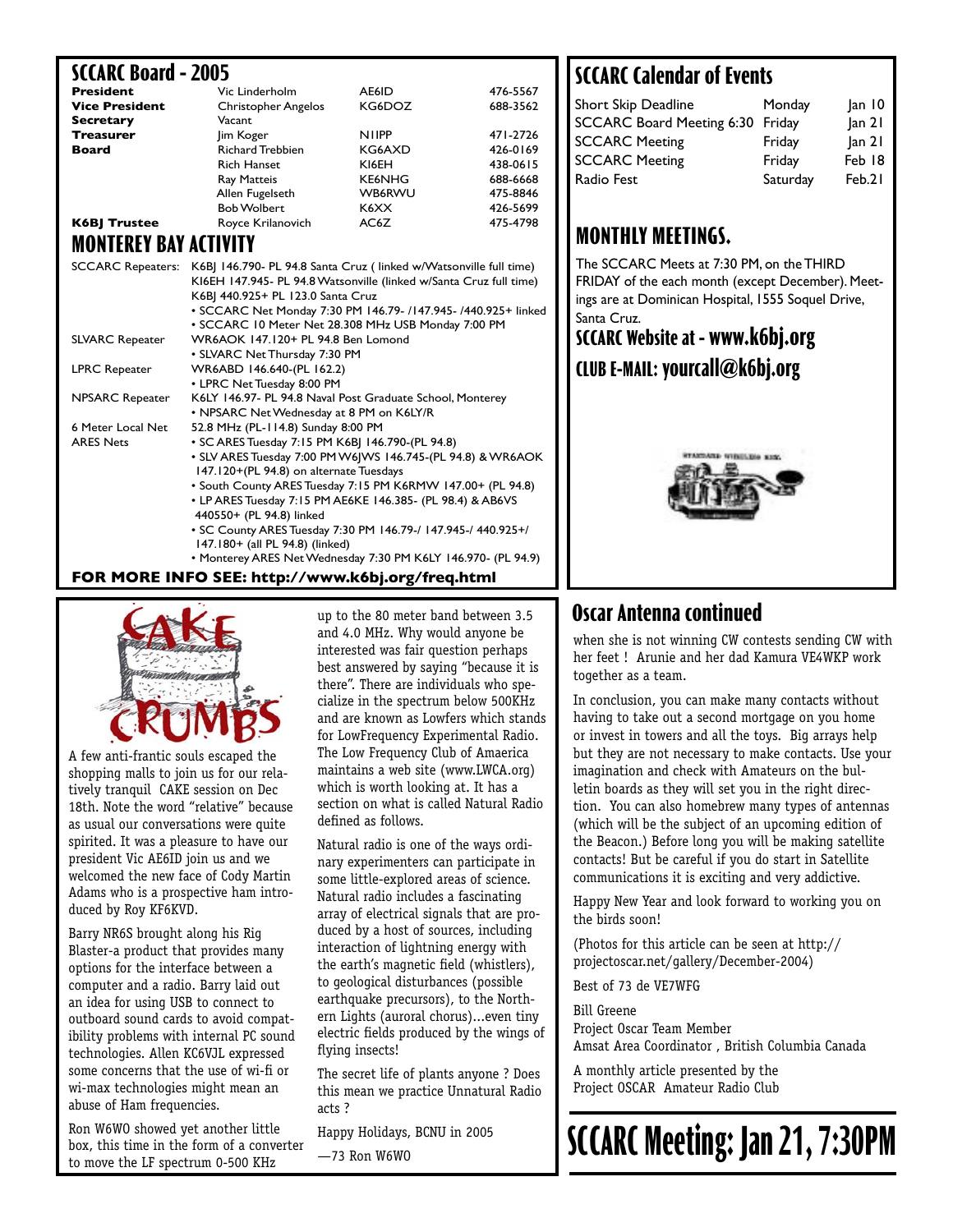## SCCARC Board - 2005

| | | | |
|---|---|---|---|
| **President** | Vic Linderholm | AE6ID | 476-5567 |
| **Vice President** | Christopher Angelos | KG6DOZ | 688-3562 |
| **Secretary** | Vacant | | |
| **Treasurer** | Jim Koger | N1IPP | 471-2726 |
| **Board** | Richard Trebbien | KG6AXD | 426-0169 |
| | Rich Hanset | KI6EH | 438-0615 |
| | Ray Matteis | KE6NHG | 688-6668 |
| | Allen Fugelseth | WB6RWU | 475-8846 |
| | Bob Wolbert | K6XX | 426-5699 |
| **K6BJ Trustee** | Royce Krilanovich | AC6Z | 475-4798 |

## MONTEREY BAY ACTIVITY

| | |
|---|---|
| SCCARC Repeaters: | K6BJ 146.790- PL 94.8 Santa Cruz ( linked w/Watsonville full time) |
| | KI6EH 147.945- PL 94.8 Watsonville (linked w/Santa Cruz full time) |
| | K6BJ 440.925+ PL 123.0 Santa Cruz |
| | • SCCARC Net Monday 7:30 PM 146.79- /147.945- /440.925+ linked |
| | • SCCARC 10 Meter Net 28.308 MHz USB Monday 7:00 PM |
| SLVARC Repeater | WR6AOK 147.120+ PL 94.8 Ben Lomond |
| | • SLVARC Net Thursday 7:30 PM |
| LPRC Repeater | WR6ABD 146.640-(PL 162.2) |
| | • LPRC Net Tuesday 8:00 PM |
| NPSARC Repeater | K6LY 146.97- PL 94.8 Naval Post Graduate School, Monterey |
| | • NPSARC Net Wednesday at 8 PM on K6LY/R |
| 6 Meter Local Net | 52.8 MHz (PL-114.8) Sunday 8:00 PM |
| ARES Nets | • SC ARES Tuesday 7:15 PM K6BJ 146.790-(PL 94.8) |
| | • SLV ARES Tuesday 7:00 PM W6JWS 146.745-(PL 94.8) & WR6AOK 147.120+(PL 94.8) on alternate Tuesdays |
| | • South County ARES Tuesday 7:15 PM K6RMW 147.00+ (PL 94.8) |
| | • LP ARES Tuesday 7:15 PM AE6KE 146.385- (PL 98.4) & AB6VS 440550+ (PL 94.8) linked |
| | • SC County ARES Tuesday 7:30 PM 146.79-/ 147.945-/ 440.925+/ 147.180+ (all PL 94.8) (linked) |
| | • Monterey ARES Net Wednesday 7:30 PM K6LY 146.970- (PL 94.9) |

**FOR MORE INFO SEE: http://www.k6bj.org/freq.html**

## SCCARC Calendar of Events

| | | |
|---|---|---|
| Short Skip Deadline | Monday | Jan 10 |
| SCCARC Board Meeting 6:30 | Friday | Jan 21 |
| SCCARC Meeting | Friday | Jan 21 |
| SCCARC Meeting | Friday | Feb 18 |
| Radio Fest | Saturday | Feb.21 |

## MONTHLY MEETINGS.

The SCCARC Meets at 7:30 PM, on the THIRD FRIDAY of the each month (except December). Meetings are at Dominican Hospital, 1555 Soquel Drive, Santa Cruz.

### SCCARC Website at - www.k6bj.org

### CLUB E-MAIL: yourcall@k6bj.org

## CAKE CRUMBS

A few anti-frantic souls escaped the shopping malls to join us for our relatively tranquil CAKE session on Dec 18th. Note the word "relative" because as usual our conversations were quite spirited. It was a pleasure to have our president Vic AE6ID join us and we welcomed the new face of Cody Martin Adams who is a prospective ham introduced by Roy KF6KVD.

Barry NR6S brought along his Rig Blaster-a product that provides many options for the interface between a computer and a radio. Barry laid out an idea for using USB to connect to outboard sound cards to avoid compatibility problems with internal PC sound technologies. Allen KC6VJL expressed some concerns that the use of wi-fi or wi-max technologies might mean an abuse of Ham frequencies.

Ron W6WO showed yet another little box, this time in the form of a converter to move the LF spectrum 0-500 KHz up to the 80 meter band between 3.5 and 4.0 MHz. Why would anyone be interested was fair question perhaps best answered by saying "because it is there". There are individuals who specialize in the spectrum below 500KHz and are known as Lowfers which stands for LowFrequency Experimental Radio. The Low Frequency Club of Amaerica maintains a web site (www.LWCA.org) which is worth looking at. It has a section on what is called Natural Radio defined as follows.

Natural radio is one of the ways ordinary experimenters can participate in some little-explored areas of science. Natural radio includes a fascinating array of electrical signals that are produced by a host of sources, including interaction of lightning energy with the earth's magnetic field (whistlers), to geological disturbances (possible earthquake precursors), to the Northern Lights (auroral chorus)...even tiny electric fields produced by the wings of flying insects!

The secret life of plants anyone ? Does this mean we practice Unnatural Radio acts ?

Happy Holidays, BCNU in 2005

—73 Ron W6WO

## Oscar Antenna continued

when she is not winning CW contests sending CW with her feet ! Arunie and her dad Kamura VE4WKP work together as a team.

In conclusion, you can make many contacts without having to take out a second mortgage on you home or invest in towers and all the toys. Big arrays help but they are not necessary to make contacts. Use your imagination and check with Amateurs on the bulletin boards as they will set you in the right direction. You can also homebrew many types of antennas (which will be the subject of an upcoming edition of the Beacon.) Before long you will be making satellite contacts! But be careful if you do start in Satellite communications it is exciting and very addictive.

Happy New Year and look forward to working you on the birds soon!

(Photos for this article can be seen at http://projectoscar.net/gallery/December-2004)

Best of 73 de VE7WFG

Bill Greene
Project Oscar Team Member
Amsat Area Coordinator , British Columbia Canada

A monthly article presented by the
Project OSCAR Amateur Radio Club

# SCCARC Meeting: Jan 21, 7:30PM